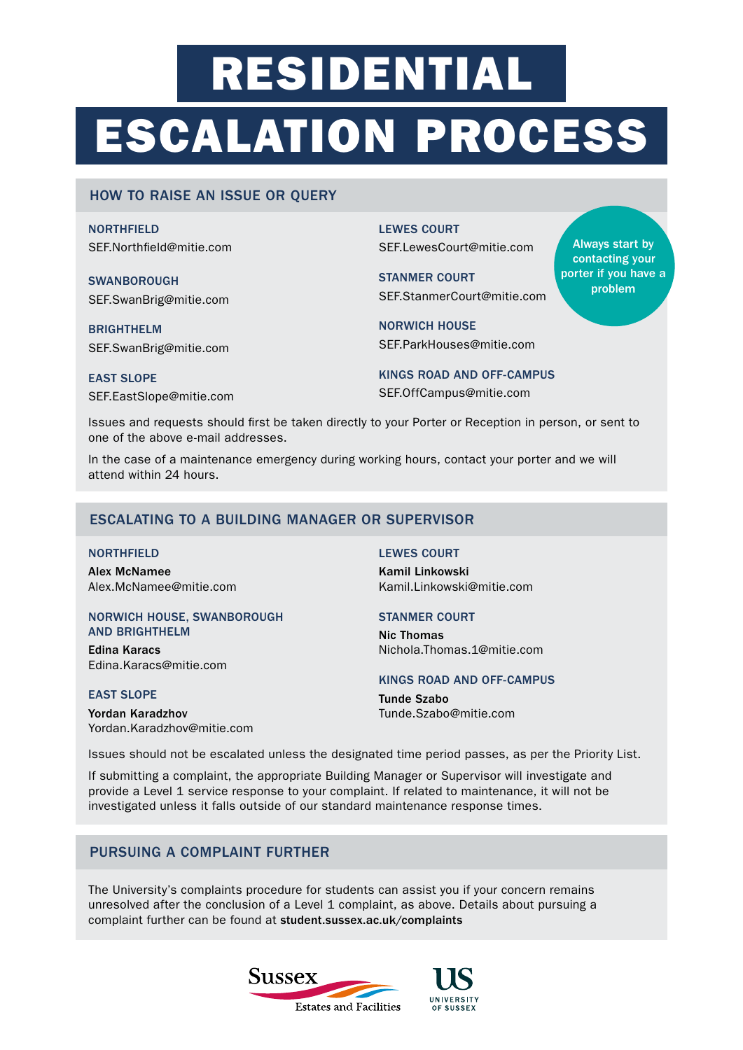# RESIDENTIAL ESCALATION PROCESS

## HOW TO RAISE AN ISSUE OR QUERY

Always start by contacting your porter if you have a problem

**NORTHFIELD**
SEF.Northfield@mitie.com

**SWANBOROUGH**
SEF.SwanBrig@mitie.com

**BRIGHTHELM**
SEF.SwanBrig@mitie.com

**EAST SLOPE**
SEF.EastSlope@mitie.com

**LEWES COURT**
SEF.LewesCourt@mitie.com

**STANMER COURT**
SEF.StanmerCourt@mitie.com

**NORWICH HOUSE**
SEF.ParkHouses@mitie.com

**KINGS ROAD AND OFF-CAMPUS**
SEF.OffCampus@mitie.com

Issues and requests should first be taken directly to your Porter or Reception in person, or sent to one of the above e-mail addresses.

In the case of a maintenance emergency during working hours, contact your porter and we will attend within 24 hours.

## ESCALATING TO A BUILDING MANAGER OR SUPERVISOR

**NORTHFIELD**
**Alex McNamee**
Alex.McNamee@mitie.com

**NORWICH HOUSE, SWANBOROUGH AND BRIGHTHELM**
**Edina Karacs**
Edina.Karacs@mitie.com

**EAST SLOPE**
**Yordan Karadzhov**
Yordan.Karadzhov@mitie.com

**LEWES COURT**
**Kamil Linkowski**
Kamil.Linkowski@mitie.com

**STANMER COURT**
**Nic Thomas**
Nichola.Thomas.1@mitie.com

**KINGS ROAD AND OFF-CAMPUS**
**Tunde Szabo**
Tunde.Szabo@mitie.com

Issues should not be escalated unless the designated time period passes, as per the Priority List.

If submitting a complaint, the appropriate Building Manager or Supervisor will investigate and provide a Level 1 service response to your complaint. If related to maintenance, it will not be investigated unless it falls outside of our standard maintenance response times.

## PURSUING A COMPLAINT FURTHER

The University's complaints procedure for students can assist you if your concern remains unresolved after the conclusion of a Level 1 complaint, as above. Details about pursuing a complaint further can be found at **student.sussex.ac.uk/complaints**

Sussex Estates and Facilities

US University of Sussex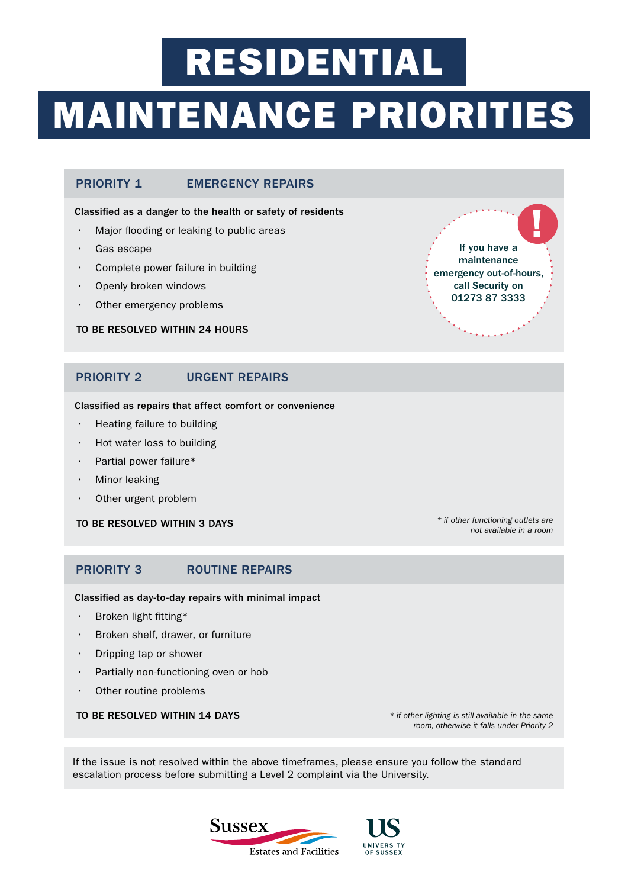# RESIDENTIAL MAINTENANCE PRIORITIES

## PRIORITY 1 EMERGENCY REPAIRS

**Classified as a danger to the health or safety of residents**

- Major flooding or leaking to public areas
- Gas escape
- Complete power failure in building
- Openly broken windows
- Other emergency problems

**TO BE RESOLVED WITHIN 24 HOURS**

**If you have a maintenance emergency out-of-hours, call Security on 01273 87 3333**

## PRIORITY 2 URGENT REPAIRS

**Classified as repairs that affect comfort or convenience**

- Heating failure to building
- Hot water loss to building
- Partial power failure*
- Minor leaking
- Other urgent problem

**TO BE RESOLVED WITHIN 3 DAYS**

*\* if other functioning outlets are not available in a room*

## PRIORITY 3 ROUTINE REPAIRS

**Classified as day-to-day repairs with minimal impact**

- Broken light fitting*
- Broken shelf, drawer, or furniture
- Dripping tap or shower
- Partially non-functioning oven or hob
- Other routine problems

**TO BE RESOLVED WITHIN 14 DAYS**

*\* if other lighting is still available in the same room, otherwise it falls under Priority 2*

If the issue is not resolved within the above timeframes, please ensure you follow the standard escalation process before submitting a Level 2 complaint via the University.

Sussex Estates and Facilities

US UNIVERSITY OF SUSSEX